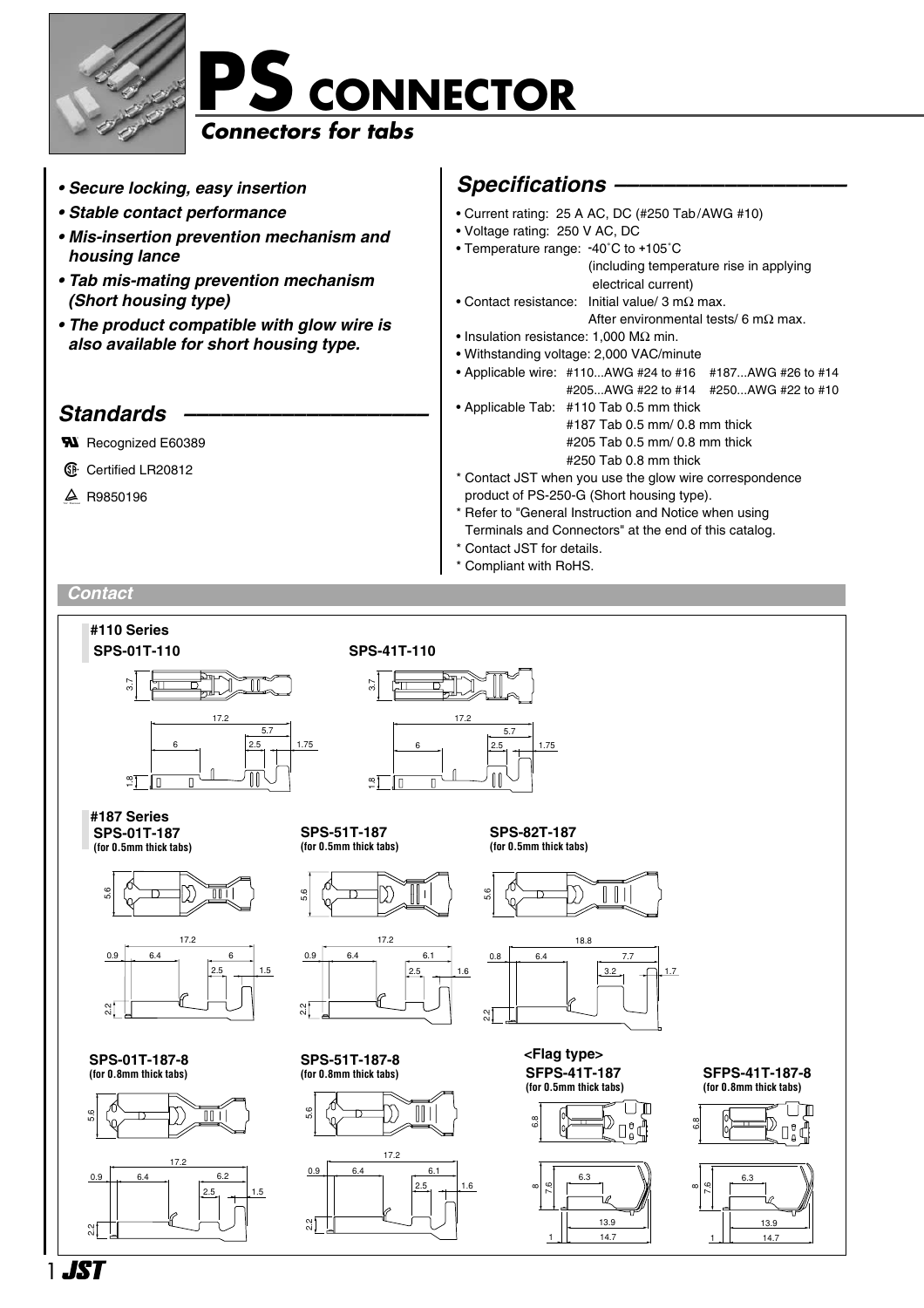# PS CONNECTOR

## *Connectors for tabs*

- ***Secure locking, easy insertion***
- ***Stable contact performance***
- ***Mis-insertion prevention mechanism and housing lance***
- ***Tab mis-mating prevention mechanism (Short housing type)***
- ***The product compatible with glow wire is also available for short housing type.***

## *Standards*

Recognized E60389

Certified LR20812

R9850196

## *Specifications*

- Current rating: 25 A AC, DC (#250 Tab/AWG #10)
- Voltage rating: 250 V AC, DC
- Temperature range: -40˚C to +105˚C (including temperature rise in applying electrical current)
- Contact resistance: Initial value/ 3 mΩ max. After environmental tests/ 6 mΩ max.
- Insulation resistance: 1,000 MΩ min.
- Withstanding voltage: 2,000 VAC/minute
- Applicable wire: #110...AWG #24 to #16 #187...AWG #26 to #14 #205...AWG #22 to #14 #250...AWG #22 to #10
- Applicable Tab: #110 Tab 0.5 mm thick #187 Tab 0.5 mm/ 0.8 mm thick #205 Tab 0.5 mm/ 0.8 mm thick #250 Tab 0.8 mm thick

\* Contact JST when you use the glow wire correspondence product of PS-250-G (Short housing type).
\* Refer to "General Instruction and Notice when using Terminals and Connectors" at the end of this catalog.
\* Contact JST for details.
\* Compliant with RoHS.

### *Contact*

**#110 Series**

**SPS-01T-110**

**SPS-41T-110**

**#187 Series**

**SPS-01T-187** (for 0.5mm thick tabs)

**SPS-51T-187** (for 0.5mm thick tabs)

**SPS-82T-187** (for 0.5mm thick tabs)

**SPS-01T-187-8** (for 0.8mm thick tabs)

**SPS-51T-187-8** (for 0.8mm thick tabs)

**<Flag type>**

**SFPS-41T-187** (for 0.5mm thick tabs)

**SFPS-41T-187-8** (for 0.8mm thick tabs)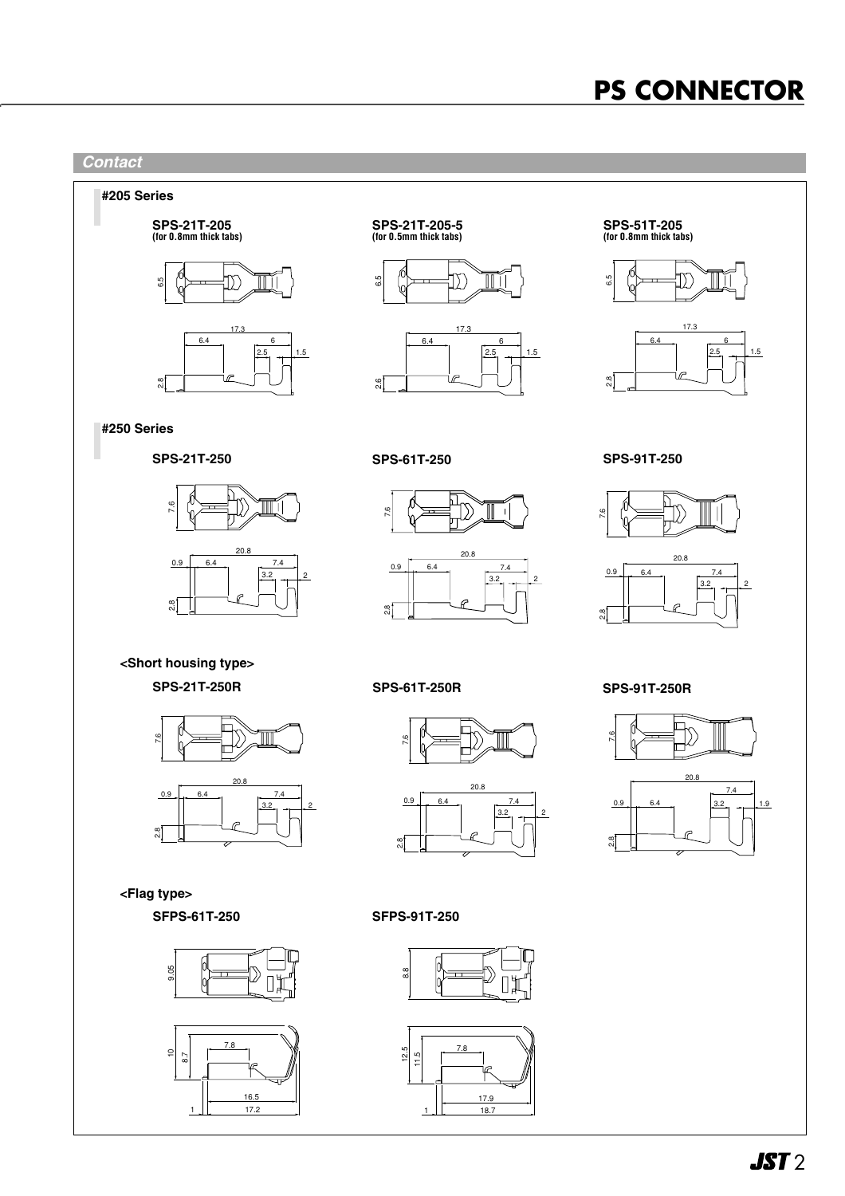## Contact

### #205 Series

**SPS-21T-205**
**(for 0.8mm thick tabs)**

6.5

17.3
6.4 6
2.5 1.5
2.8

**SPS-21T-205-5**
**(for 0.5mm thick tabs)**

6.5

17.3
6.4 6
2.5 1.5
2.6

**SPS-51T-205**
**(for 0.8mm thick tabs)**

6.5

17.3
6.4 6
2.5 1.5
2.8

### #250 Series

**SPS-21T-250**

7.6

20.8
0.9 6.4 7.4
3.2 2
2.8

**SPS-61T-250**

7.6

20.8
0.9 6.4 7.4
3.2 2
2.8

**SPS-91T-250**

7.6

20.8
0.9 6.4 7.4
3.2 2
2.8

**<Short housing type>**

**SPS-21T-250R**

7.6

20.8
0.9 6.4 7.4
3.2 2
2.8

**SPS-61T-250R**

7.6

20.8
0.9 6.4 7.4
3.2 2
2.8

**SPS-91T-250R**

7.6

20.8
7.4
0.9 6.4 3.2 1.9
2.8

**<Flag type>**

**SFPS-61T-250**

9.05

10
8.7
7.8
16.5
1 17.2

**SFPS-91T-250**

8.8

12.5
11.5
7.8
17.9
1 18.7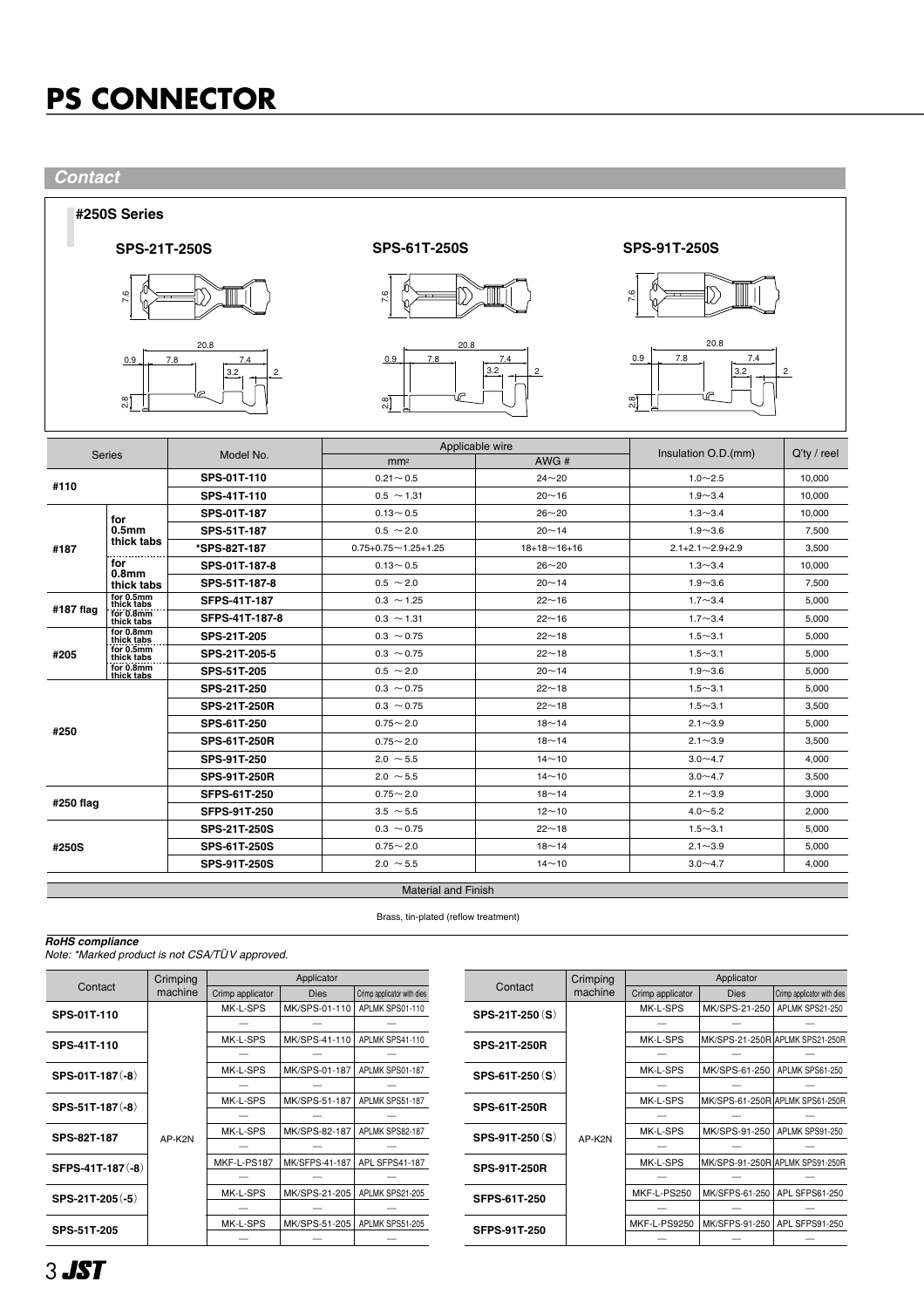# PS CONNECTOR

## Contact

### #250S Series

**SPS-21T-250S** **SPS-61T-250S** **SPS-91T-250S**

7.6

20.8

0.9 7.8 7.4 3.2 2

2.8

| Series | | Model No. | Applicable wire | | Insulation O.D.(mm) | Q'ty / reel |
|---|---|---|---|---|---|---|
| | | | mm² | AWG # | | |
| #110 | | SPS-01T-110 | 0.21～0.5 | 24～20 | 1.0～2.5 | 10,000 |
| | | SPS-41T-110 | 0.5 ～1.31 | 20～16 | 1.9～3.4 | 10,000 |
| #187 | for 0.5mm thick tabs | SPS-01T-187 | 0.13～0.5 | 26～20 | 1.3～3.4 | 10,000 |
| | | SPS-51T-187 | 0.5 ～2.0 | 20～14 | 1.9～3.6 | 7,500 |
| | | *SPS-82T-187 | 0.75+0.75～1.25+1.25 | 18+18～16+16 | 2.1+2.1～2.9+2.9 | 3,500 |
| | for 0.8mm thick tabs | SPS-01T-187-8 | 0.13～0.5 | 26～20 | 1.3～3.4 | 10,000 |
| | | SPS-51T-187-8 | 0.5 ～2.0 | 20～14 | 1.9～3.6 | 7,500 |
| #187 flag | for 0.5mm thick tabs | SFPS-41T-187 | 0.3 ～1.25 | 22～16 | 1.7～3.4 | 5,000 |
| | for 0.8mm thick tabs | SFPS-41T-187-8 | 0.3 ～1.31 | 22～16 | 1.7～3.4 | 5,000 |
| #205 | for 0.8mm thick tabs | SPS-21T-205 | 0.3 ～0.75 | 22～18 | 1.5～3.1 | 5,000 |
| | for 0.5mm thick tabs | SPS-21T-205-5 | 0.3 ～0.75 | 22～18 | 1.5～3.1 | 5,000 |
| | for 0.8mm thick tabs | SPS-51T-205 | 0.5 ～2.0 | 20～14 | 1.9～3.6 | 5,000 |
| #250 | | SPS-21T-250 | 0.3 ～0.75 | 22～18 | 1.5～3.1 | 5,000 |
| | | SPS-21T-250R | 0.3 ～0.75 | 22～18 | 1.5～3.1 | 3,500 |
| | | SPS-61T-250 | 0.75～2.0 | 18～14 | 2.1～3.9 | 5,000 |
| | | SPS-61T-250R | 0.75～2.0 | 18～14 | 2.1～3.9 | 3,500 |
| | | SPS-91T-250 | 2.0 ～5.5 | 14～10 | 3.0～4.7 | 4,000 |
| | | SPS-91T-250R | 2.0 ～5.5 | 14～10 | 3.0～4.7 | 3,500 |
| #250 flag | | SFPS-61T-250 | 0.75～2.0 | 18～14 | 2.1～3.9 | 3,000 |
| | | SFPS-91T-250 | 3.5 ～5.5 | 12～10 | 4.0～5.2 | 2,000 |
| #250S | | SPS-21T-250S | 0.3 ～0.75 | 22～18 | 1.5～3.1 | 5,000 |
| | | SPS-61T-250S | 0.75～2.0 | 18～14 | 2.1～3.9 | 5,000 |
| | | SPS-91T-250S | 2.0 ～5.5 | 14～10 | 3.0～4.7 | 4,000 |

| Material and Finish |
|---|
| Brass, tin-plated (reflow treatment) |

***RoHS compliance***

*Note: \*Marked product is not CSA/TÜV approved.*

| Contact | Crimping machine | Applicator | | |
|---|---|---|---|---|
| | | Crimp applicator | Dies | Crimp applicator with dies |
| SPS-01T-110 | AP-K2N | MK-L-SPS | MK/SPS-01-110 | APLMK SPS01-110 |
| | | — | — | — |
| SPS-41T-110 | | MK-L-SPS | MK/SPS-41-110 | APLMK SPS41-110 |
| | | — | — | — |
| SPS-01T-187(-8) | | MK-L-SPS | MK/SPS-01-187 | APLMK SPS01-187 |
| | | — | — | — |
| SPS-51T-187(-8) | | MK-L-SPS | MK/SPS-51-187 | APLMK SPS51-187 |
| | | — | — | — |
| SPS-82T-187 | | MK-L-SPS | MK/SPS-82-187 | APLMK SPS82-187 |
| | | — | — | — |
| SFPS-41T-187(-8) | | MKF-L-PS187 | MK/SFPS-41-187 | APL SFPS41-187 |
| | | — | — | — |
| SPS-21T-205(-5) | | MK-L-SPS | MK/SPS-21-205 | APLMK SPS21-205 |
| | | — | — | — |
| SPS-51T-205 | | MK-L-SPS | MK/SPS-51-205 | APLMK SPS51-205 |
| | | — | — | — |

| Contact | Crimping machine | Applicator | | |
|---|---|---|---|---|
| | | Crimp applicator | Dies | Crimp applicator with dies |
| SPS-21T-250(S) | AP-K2N | MK-L-SPS | MK/SPS-21-250 | APLMK SPS21-250 |
| | | — | — | — |
| SPS-21T-250R | | MK-L-SPS | MK/SPS-21-250R | APLMK SPS21-250R |
| | | — | — | — |
| SPS-61T-250(S) | | MK-L-SPS | MK/SPS-61-250 | APLMK SPS61-250 |
| | | — | — | — |
| SPS-61T-250R | | MK-L-SPS | MK/SPS-61-250R | APLMK SPS61-250R |
| | | — | — | — |
| SPS-91T-250(S) | | MK-L-SPS | MK/SPS-91-250 | APLMK SPS91-250 |
| | | — | — | — |
| SPS-91T-250R | | MK-L-SPS | MK/SPS-91-250R | APLMK SPS91-250R |
| | | — | — | — |
| SFPS-61T-250 | | MKF-L-PS250 | MK/SFPS-61-250 | APL SFPS61-250 |
| | | — | — | — |
| SFPS-91T-250 | | MKF-L-PS9250 | MK/SFPS-91-250 | APL SFPS91-250 |
| | | — | — | — |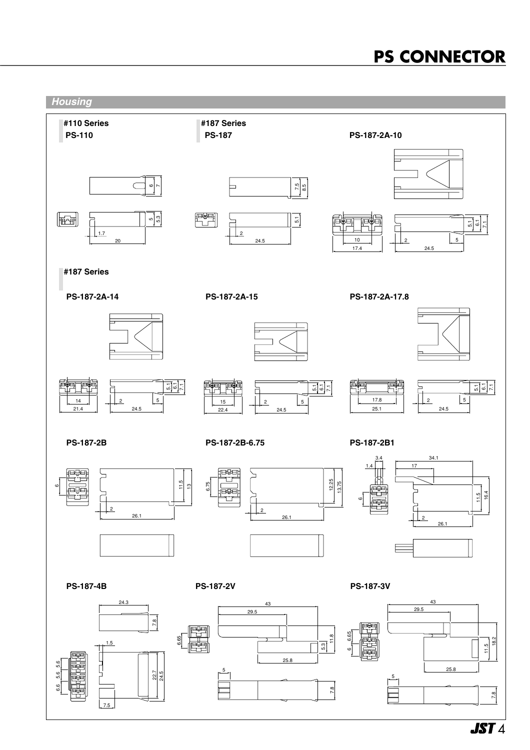# PS CONNECTOR

## Housing

### #110 Series

**PS-110**

6, 7, 5, 5.3, 1.7, 20

### #187 Series

**PS-187**

7.5, 8.5, 5.1, 2, 24.5

**PS-187-2A-10**

5.1, 6.1, 7.1, 10, 17.4, 2, 5, 24.5

### #187 Series

**PS-187-2A-14**

5.1, 6.1, 7.1, 14, 21.4, 2, 5, 24.5

**PS-187-2A-15**

5.1, 6.1, 7.1, 15, 22.4, 2, 5, 24.5

**PS-187-2A-17.8**

5.1, 6.1, 7.1, 17.8, 25.1, 2, 5, 24.5

**PS-187-2B**

6, 11.5, 13, 2, 26.1

**PS-187-2B-6.75**

6.75, 12.25, 13.75, 2, 26.1

**PS-187-2B1**

3.4, 1.4, 34.1, 17, 6, 11.5, 16.4, 2, 26.1

**PS-187-4B**

24.3, 7.8, 1.5, 5.6, 5.6, 6.6, 22.7, 24.5, 7.5

**PS-187-2V**

43, 29.5, 6.65, 11.8, 5.3, 25.8, 5, 7.8

**PS-187-3V**

43, 29.5, 6.65, 6, 11.5, 18.2, 25.8, 5, 7.8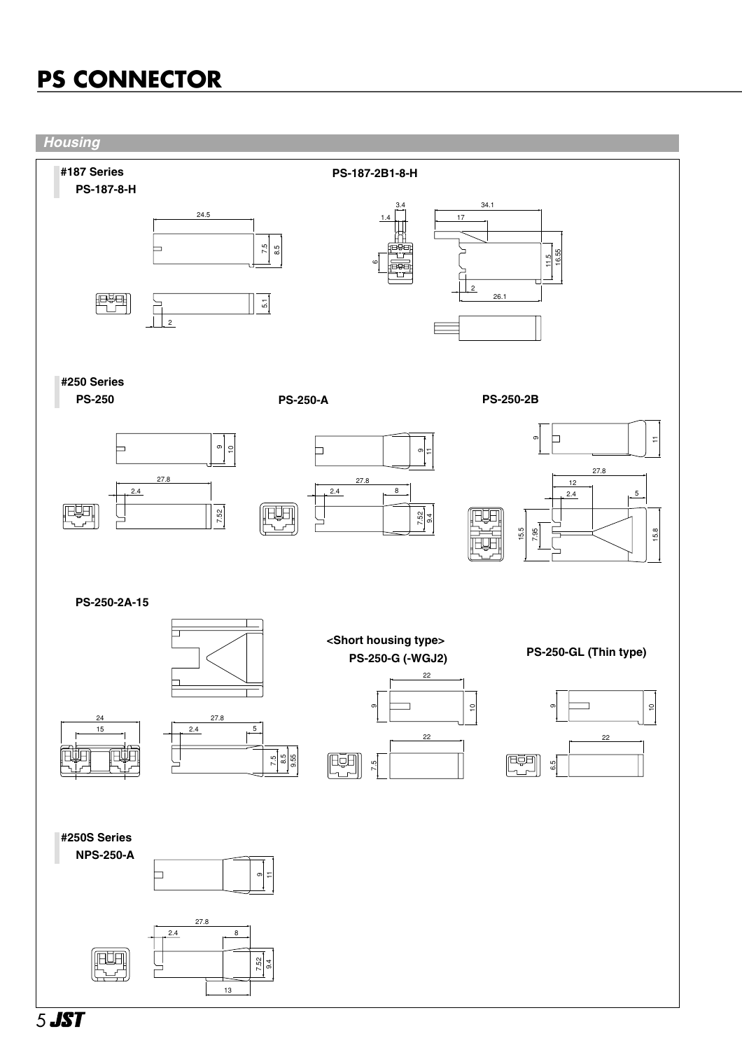# PS CONNECTOR

## Housing

### #187 Series

**PS-187-8-H**

24.5

7.5

8.5

5.1

2

**PS-187-2B1-8-H**

3.4

1.4

6

34.1

17

11.5

16.55

2

26.1

### #250 Series

**PS-250**

9

10

27.8

2.4

7.52

**PS-250-A**

9

11

27.8

2.4

8

7.52

9.4

**PS-250-2B**

9

11

27.8

12

2.4

5

15.5

7.95

15.8

**PS-250-2A-15**

24

15

27.8

2.4

5

7.5

8.5

9.55

**<Short housing type>**

**PS-250-G (-WGJ2)**

22

9

10

22

7.5

**PS-250-GL (Thin type)**

9

10

22

6.5

### #250S Series

**NPS-250-A**

9

11

27.8

2.4

8

7.52

9.4

13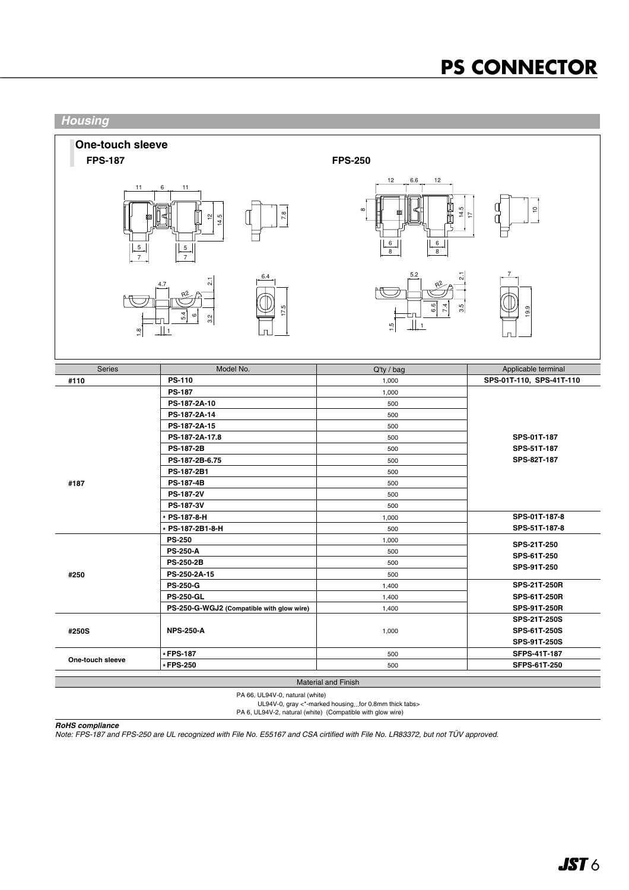## Housing

### One-touch sleeve

**FPS-187**

**FPS-250**

| Series | Model No. | Q'ty / bag | Applicable terminal |
|---|---|---|---|
| #110 | PS-110 | 1,000 | SPS-01T-110, SPS-41T-110 |
| #187 | PS-187 | 1,000 | SPS-01T-187<br>SPS-51T-187<br>SPS-82T-187 |
| | PS-187-2A-10 | 500 | |
| | PS-187-2A-14 | 500 | |
| | PS-187-2A-15 | 500 | |
| | PS-187-2A-17.8 | 500 | |
| | PS-187-2B | 500 | |
| | PS-187-2B-6.75 | 500 | |
| | PS-187-2B1 | 500 | |
| | PS-187-4B | 500 | |
| | PS-187-2V | 500 | |
| | PS-187-3V | 500 | |
| | * PS-187-8-H | 1,000 | SPS-01T-187-8 |
| | * PS-187-2B1-8-H | 500 | SPS-51T-187-8 |
| #250 | PS-250 | 1,000 | SPS-21T-250<br>SPS-61T-250<br>SPS-91T-250 |
| | PS-250-A | 500 | |
| | PS-250-2B | 500 | |
| | PS-250-2A-15 | 500 | |
| | PS-250-G | 1,400 | SPS-21T-250R<br>SPS-61T-250R<br>SPS-91T-250R |
| | PS-250-GL | 1,400 | |
| | PS-250-G-WGJ2 (Compatible with glow wire) | 1,400 | |
| #250S | NPS-250-A | 1,000 | SPS-21T-250S<br>SPS-61T-250S<br>SPS-91T-250S |
| One-touch sleeve | * FPS-187 | 500 | SFPS-41T-187 |
| | * FPS-250 | 500 | SFPS-61T-250 |

| Material and Finish |
|---|
| PA 66, UL94V-0, natural (white)<br>UL94V-0, gray <*-marked housing., for 0.8mm thick tabs><br>PA 6, UL94V-2, natural (white) (Compatible with glow wire) |

***RoHS compliance***

*Note: FPS-187 and FPS-250 are UL recognized with File No. E55167 and CSA cirtified with File No. LR83372, but not TÜV approved.*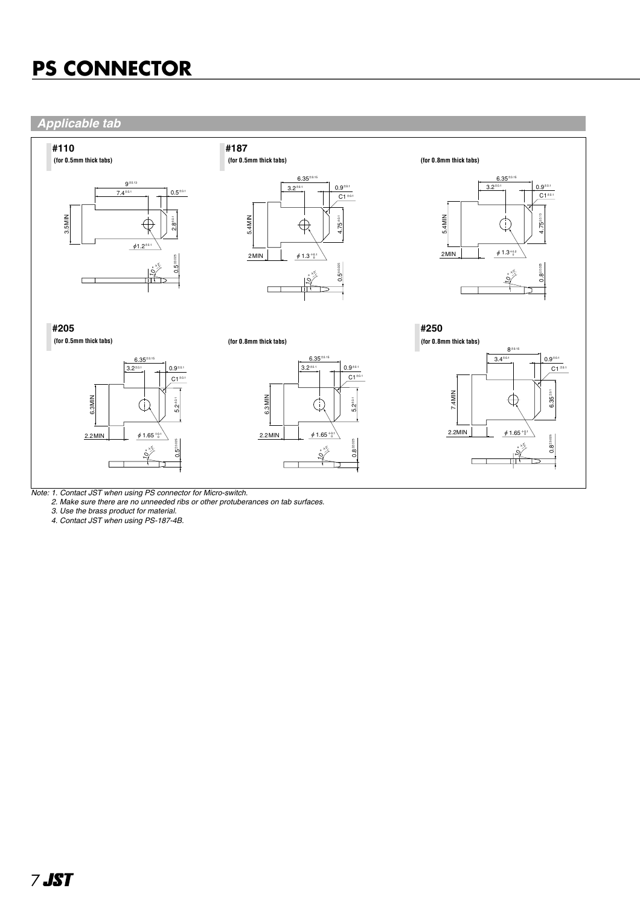# PS CONNECTOR

## Applicable tab

### #110

(for 0.5mm thick tabs)

9 ±0.13
7.4 ±0.1
0.5 ±0.1
3.5MIN
2.8 ±0.1
ϕ1.2 ±0.1
10° ±3°
0.5 ±0.025

### #187

(for 0.5mm thick tabs)

6.35 ±0.15
3.2 ±0.1
0.9 ±0.1
C1 ±0.1
5.4MIN
4.75 ±0.1
2MIN
ϕ 1.3 +0.1 0
10° ±3°
0.5 ±0.025

(for 0.8mm thick tabs)

6.35 ±0.15
3.2 ±0.1
0.9 ±0.1
C1 ±0.1
5.4MIN
4.75 ±0.15
2MIN
ϕ 1.3 +0.2 0
10° ±3°
0.8 ±0.025

### #205

(for 0.5mm thick tabs)

6.35 ±0.15
3.2 ±0.1
0.9 ±0.1
C1 ±0.1
6.3MIN
5.2 ±0.1
2.2MIN
ϕ 1.65 +0.1 0
10° ±3°
0.5 ±0.025

(for 0.8mm thick tabs)

6.35 ±0.15
3.2 ±0.1
0.9 ±0.1
C1 ±0.1
6.3MIN
5.2 ±0.1
2.2MIN
ϕ 1.65 +0.1 0
10° ±3°
0.8 ±0.025

### #250

(for 0.8mm thick tabs)

8 ±0.15
3.4 ±0.1
0.9 ±0.1
C1 ±0.1
7.4MIN
6.35 ±0.1
2.2MIN
ϕ 1.65 +0.1 0
10° ±3°
0.8 ±0.025

*Note: 1. Contact JST when using PS connector for Micro-switch.*
*2. Make sure there are no unneeded ribs or other protuberances on tab surfaces.*
*3. Use the brass product for material.*
*4. Contact JST when using PS-187-4B.*